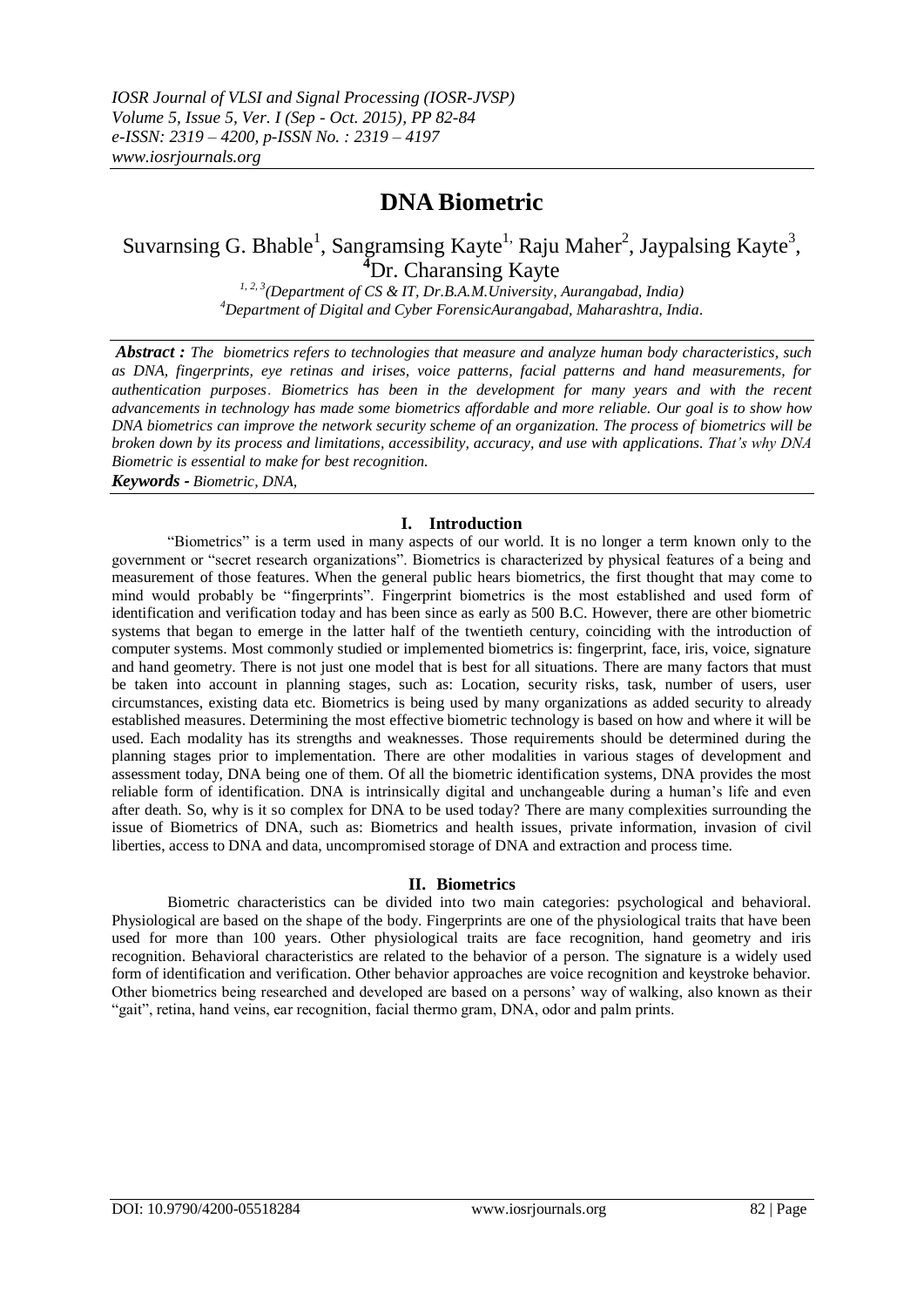# DNA Biometric

Suvarnsing G. Bhable[1], Sangramsing Kayte[1], Raju Maher[2], Jaypalsing Kayte[3], [4]Dr. Charansing Kayte

[1, 2, 3](Department of CS & IT, Dr.B.A.M.University, Aurangabad, India)
[4]Department of Digital and Cyber ForensicAurangabad, Maharashtra, India.

***Abstract :*** *The biometrics refers to technologies that measure and analyze human body characteristics, such as DNA, fingerprints, eye retinas and irises, voice patterns, facial patterns and hand measurements, for authentication purposes. Biometrics has been in the development for many years and with the recent advancements in technology has made some biometrics affordable and more reliable. Our goal is to show how DNA biometrics can improve the network security scheme of an organization. The process of biometrics will be broken down by its process and limitations, accessibility, accuracy, and use with applications. That's why DNA Biometric is essential to make for best recognition.*

***Keywords -*** *Biometric, DNA,*

## I. Introduction

"Biometrics" is a term used in many aspects of our world. It is no longer a term known only to the government or "secret research organizations". Biometrics is characterized by physical features of a being and measurement of those features. When the general public hears biometrics, the first thought that may come to mind would probably be "fingerprints". Fingerprint biometrics is the most established and used form of identification and verification today and has been since as early as 500 B.C. However, there are other biometric systems that began to emerge in the latter half of the twentieth century, coinciding with the introduction of computer systems. Most commonly studied or implemented biometrics is: fingerprint, face, iris, voice, signature and hand geometry. There is not just one model that is best for all situations. There are many factors that must be taken into account in planning stages, such as: Location, security risks, task, number of users, user circumstances, existing data etc. Biometrics is being used by many organizations as added security to already established measures. Determining the most effective biometric technology is based on how and where it will be used. Each modality has its strengths and weaknesses. Those requirements should be determined during the planning stages prior to implementation. There are other modalities in various stages of development and assessment today, DNA being one of them. Of all the biometric identification systems, DNA provides the most reliable form of identification. DNA is intrinsically digital and unchangeable during a human's life and even after death. So, why is it so complex for DNA to be used today? There are many complexities surrounding the issue of Biometrics of DNA, such as: Biometrics and health issues, private information, invasion of civil liberties, access to DNA and data, uncompromised storage of DNA and extraction and process time.

## II. Biometrics

Biometric characteristics can be divided into two main categories: psychological and behavioral. Physiological are based on the shape of the body. Fingerprints are one of the physiological traits that have been used for more than 100 years. Other physiological traits are face recognition, hand geometry and iris recognition. Behavioral characteristics are related to the behavior of a person. The signature is a widely used form of identification and verification. Other behavior approaches are voice recognition and keystroke behavior. Other biometrics being researched and developed are based on a persons' way of walking, also known as their "gait", retina, hand veins, ear recognition, facial thermo gram, DNA, odor and palm prints.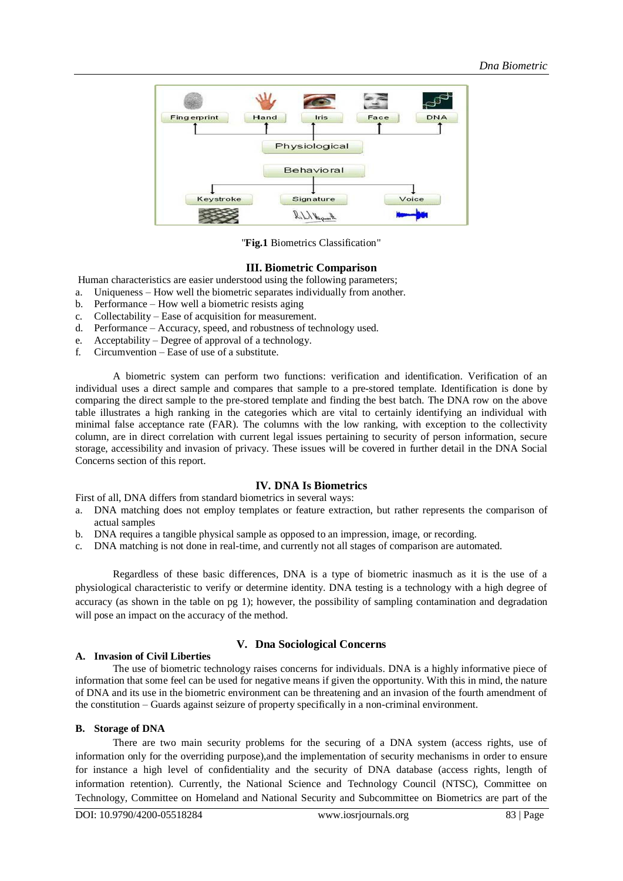"**Fig.1** Biometrics Classification"

## III. Biometric Comparison

Human characteristics are easier understood using the following parameters;

a. Uniqueness – How well the biometric separates individually from another.
b. Performance – How well a biometric resists aging
c. Collectability – Ease of acquisition for measurement.
d. Performance – Accuracy, speed, and robustness of technology used.
e. Acceptability – Degree of approval of a technology.
f. Circumvention – Ease of use of a substitute.

A biometric system can perform two functions: verification and identification. Verification of an individual uses a direct sample and compares that sample to a pre-stored template. Identification is done by comparing the direct sample to the pre-stored template and finding the best batch. The DNA row on the above table illustrates a high ranking in the categories which are vital to certainly identifying an individual with minimal false acceptance rate (FAR). The columns with the low ranking, with exception to the collectivity column, are in direct correlation with current legal issues pertaining to security of person information, secure storage, accessibility and invasion of privacy. These issues will be covered in further detail in the DNA Social Concerns section of this report.

## IV. DNA Is Biometrics

First of all, DNA differs from standard biometrics in several ways:

a. DNA matching does not employ templates or feature extraction, but rather represents the comparison of actual samples
b. DNA requires a tangible physical sample as opposed to an impression, image, or recording.
c. DNA matching is not done in real-time, and currently not all stages of comparison are automated.

Regardless of these basic differences, DNA is a type of biometric inasmuch as it is the use of a physiological characteristic to verify or determine identity. DNA testing is a technology with a high degree of accuracy (as shown in the table on pg 1); however, the possibility of sampling contamination and degradation will pose an impact on the accuracy of the method.

## V. Dna Sociological Concerns

### A. Invasion of Civil Liberties

The use of biometric technology raises concerns for individuals. DNA is a highly informative piece of information that some feel can be used for negative means if given the opportunity. With this in mind, the nature of DNA and its use in the biometric environment can be threatening and an invasion of the fourth amendment of the constitution – Guards against seizure of property specifically in a non-criminal environment.

### B. Storage of DNA

There are two main security problems for the securing of a DNA system (access rights, use of information only for the overriding purpose),and the implementation of security mechanisms in order to ensure for instance a high level of confidentiality and the security of DNA database (access rights, length of information retention). Currently, the National Science and Technology Council (NTSC), Committee on Technology, Committee on Homeland and National Security and Subcommittee on Biometrics are part of the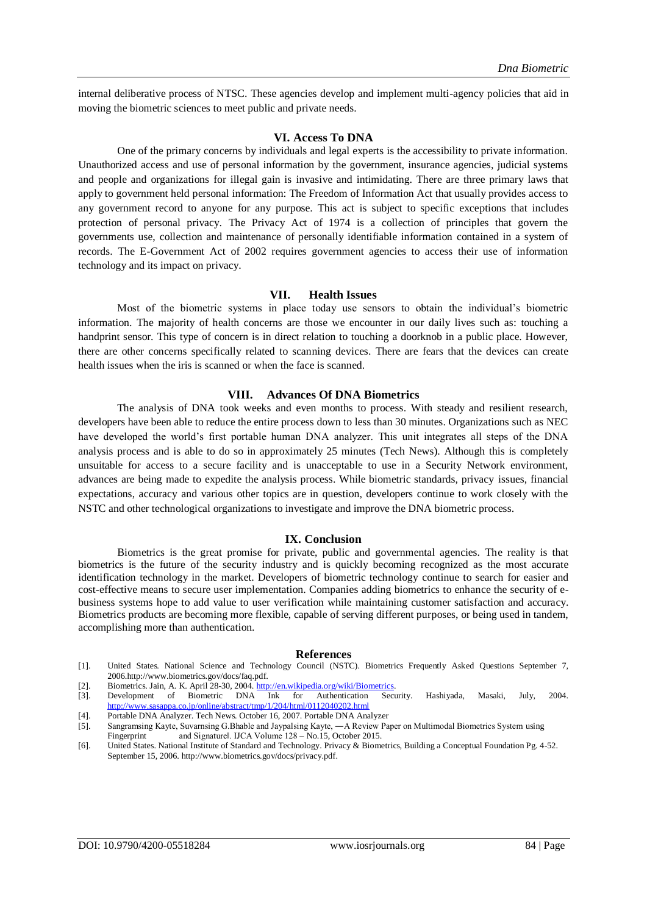internal deliberative process of NTSC. These agencies develop and implement multi-agency policies that aid in moving the biometric sciences to meet public and private needs.

## VI. Access To DNA

One of the primary concerns by individuals and legal experts is the accessibility to private information. Unauthorized access and use of personal information by the government, insurance agencies, judicial systems and people and organizations for illegal gain is invasive and intimidating. There are three primary laws that apply to government held personal information: The Freedom of Information Act that usually provides access to any government record to anyone for any purpose. This act is subject to specific exceptions that includes protection of personal privacy. The Privacy Act of 1974 is a collection of principles that govern the governments use, collection and maintenance of personally identifiable information contained in a system of records. The E-Government Act of 2002 requires government agencies to access their use of information technology and its impact on privacy.

## VII. Health Issues

Most of the biometric systems in place today use sensors to obtain the individual's biometric information. The majority of health concerns are those we encounter in our daily lives such as: touching a handprint sensor. This type of concern is in direct relation to touching a doorknob in a public place. However, there are other concerns specifically related to scanning devices. There are fears that the devices can create health issues when the iris is scanned or when the face is scanned.

## VIII. Advances Of DNA Biometrics

The analysis of DNA took weeks and even months to process. With steady and resilient research, developers have been able to reduce the entire process down to less than 30 minutes. Organizations such as NEC have developed the world's first portable human DNA analyzer. This unit integrates all steps of the DNA analysis process and is able to do so in approximately 25 minutes (Tech News). Although this is completely unsuitable for access to a secure facility and is unacceptable to use in a Security Network environment, advances are being made to expedite the analysis process. While biometric standards, privacy issues, financial expectations, accuracy and various other topics are in question, developers continue to work closely with the NSTC and other technological organizations to investigate and improve the DNA biometric process.

## IX. Conclusion

Biometrics is the great promise for private, public and governmental agencies. The reality is that biometrics is the future of the security industry and is quickly becoming recognized as the most accurate identification technology in the market. Developers of biometric technology continue to search for easier and cost-effective means to secure user implementation. Companies adding biometrics to enhance the security of e-business systems hope to add value to user verification while maintaining customer satisfaction and accuracy. Biometrics products are becoming more flexible, capable of serving different purposes, or being used in tandem, accomplishing more than authentication.

## References

[1]. United States. National Science and Technology Council (NSTC). Biometrics Frequently Asked Questions September 7, 2006.http://www.biometrics.gov/docs/faq.pdf.

[2]. Biometrics. Jain, A. K. April 28-30, 2004. http://en.wikipedia.org/wiki/Biometrics.

[3]. Development of Biometric DNA Ink for Authentication Security. Hashiyada, Masaki, July, 2004. http://www.sasappa.co.jp/online/abstract/tmp/1/204/html/0112040202.html

[4]. Portable DNA Analyzer. Tech News. October 16, 2007. Portable DNA Analyzer

[5]. Sangramsing Kayte, Suvarnsing G.Bhable and Jaypalsing Kayte, ―A Review Paper on Multimodal Biometrics System using Fingerprint and Signature‖. IJCA Volume 128 – No.15, October 2015.

[6]. United States. National Institute of Standard and Technology. Privacy & Biometrics, Building a Conceptual Foundation Pg. 4-52. September 15, 2006. http://www.biometrics.gov/docs/privacy.pdf.